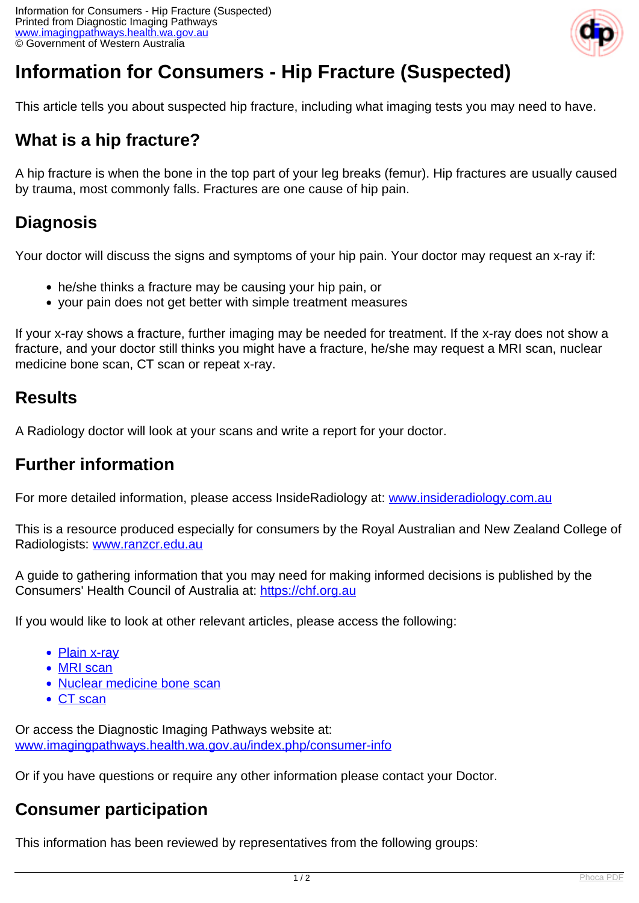# Information for Consumers - Hip Fracture (Suspected)

This article tells you about suspected hip fracture, including what imaging tests you may need to have.

## What is a hip fracture?

A hip fracture is when the bone in the top part of your leg breaks (femur). Hip fractures are usually caused by trauma, most commonly falls. Fractures are one cause of hip pain.

## Diagnosis

Your doctor will discuss the signs and symptoms of your hip pain. Your doctor may request an x-ray if:

- he/she thinks a fracture may be causing your hip pain, or
- your pain does not get better with simple treatment measures

If your x-ray shows a fracture, further imaging may be needed for treatment. If the x-ray does not show a fracture, and your doctor still thinks you might have a fracture, he/she may request a MRI scan, nuclear medicine bone scan, CT scan or repeat x-ray.

## Results

A Radiology doctor will look at your scans and write a report for your doctor.

## Further information

For more detailed information, please access InsideRadiology at: [www.insideradiology.com.au](www.insideradiology.com.au)

This is a resource produced especially for consumers by the Royal Australian and New Zealand College of Radiologists: [www.ranzcr.edu.au](www.ranzcr.edu.au)

A guide to gathering information that you may need for making informed decisions is published by the Consumers' Health Council of Australia at: [https://chf.org.au](https://chf.org.au)

If you would like to look at other relevant articles, please access the following:

- Plain x-ray
- MRI scan
- Nuclear medicine bone scan
- CT scan

Or access the Diagnostic Imaging Pathways website at:
[www.imagingpathways.health.wa.gov.au/index.php/consumer-info](www.imagingpathways.health.wa.gov.au/index.php/consumer-info)

Or if you have questions or require any other information please contact your Doctor.

## Consumer participation

This information has been reviewed by representatives from the following groups: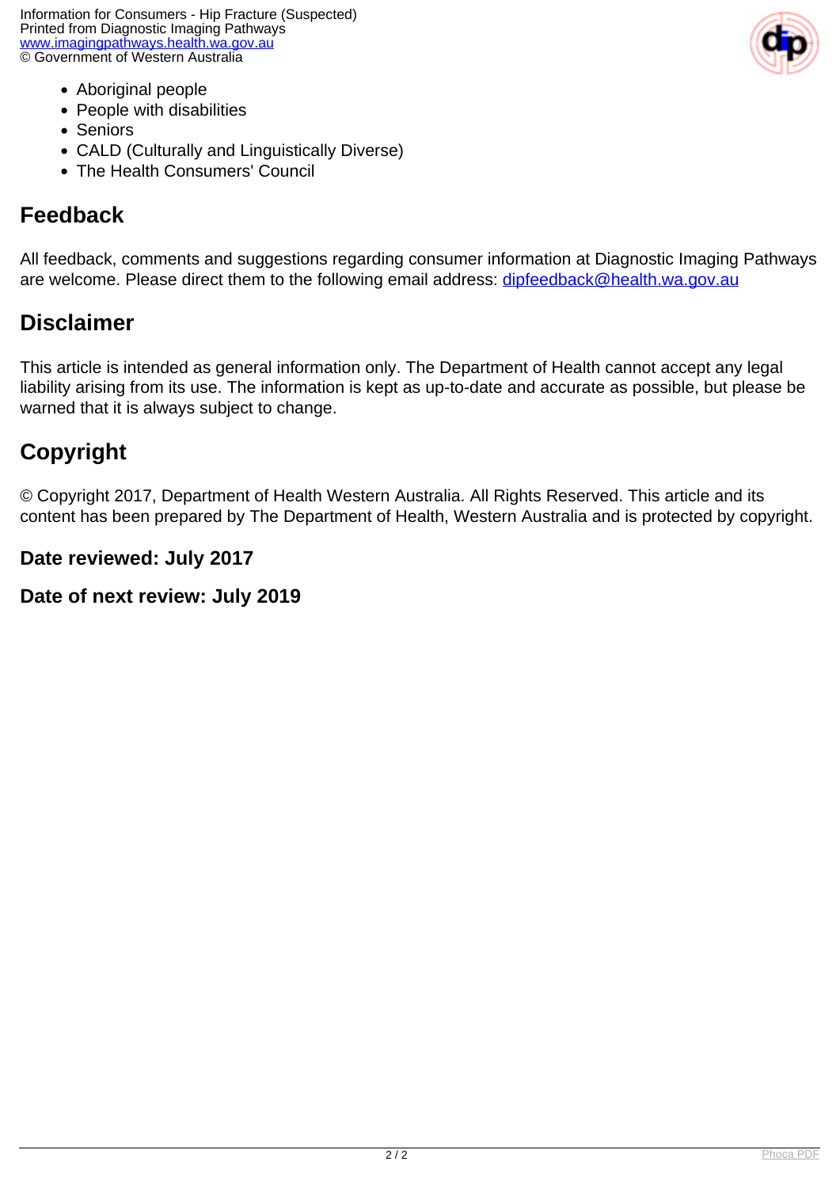- Aboriginal people
- People with disabilities
- Seniors
- CALD (Culturally and Linguistically Diverse)
- The Health Consumers' Council

## Feedback

All feedback, comments and suggestions regarding consumer information at Diagnostic Imaging Pathways are welcome. Please direct them to the following email address: dipfeedback@health.wa.gov.au

## Disclaimer

This article is intended as general information only. The Department of Health cannot accept any legal liability arising from its use. The information is kept as up-to-date and accurate as possible, but please be warned that it is always subject to change.

## Copyright

© Copyright 2017, Department of Health Western Australia. All Rights Reserved. This article and its content has been prepared by The Department of Health, Western Australia and is protected by copyright.

**Date reviewed: July 2017**

**Date of next review: July 2019**